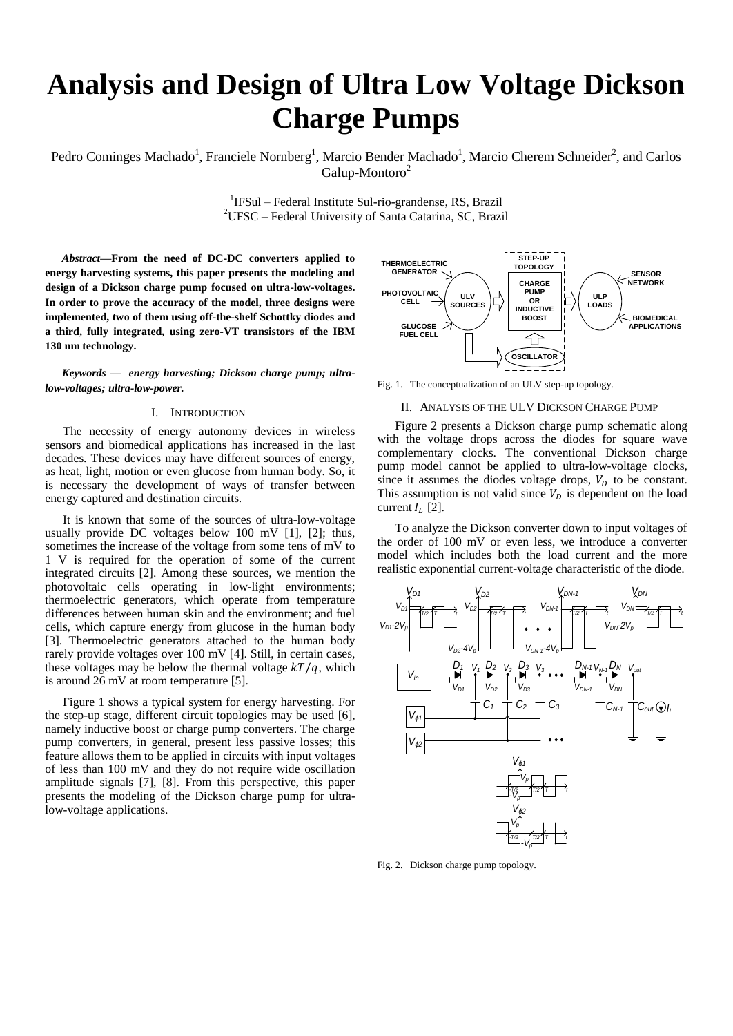# Analysis and Design of Ultra Low Voltage Dickson Charge Pumps

Pedro Cominges Machado[1], Franciele Nornberg[1], Marcio Bender Machado[1], Marcio Cherem Schneider[2], and Carlos Galup-Montoro[2]

[1]IFSul – Federal Institute Sul-rio-grandense, RS, Brazil
[2]UFSC – Federal University of Santa Catarina, SC, Brazil

***Abstract*—From the need of DC-DC converters applied to energy harvesting systems, this paper presents the modeling and design of a Dickson charge pump focused on ultra-low-voltages. In order to prove the accuracy of the model, three designs were implemented, two of them using off-the-shelf Schottky diodes and a third, fully integrated, using zero-VT transistors of the IBM 130 nm technology.**

***Keywords — energy harvesting; Dickson charge pump; ultra-low-voltages; ultra-low-power.***

## I. Introduction

The necessity of energy autonomy devices in wireless sensors and biomedical applications has increased in the last decades. These devices may have different sources of energy, as heat, light, motion or even glucose from human body. So, it is necessary the development of ways of transfer between energy captured and destination circuits.

It is known that some of the sources of ultra-low-voltage usually provide DC voltages below 100 mV [1], [2]; thus, sometimes the increase of the voltage from some tens of mV to 1 V is required for the operation of some of the current integrated circuits [2]. Among these sources, we mention the photovoltaic cells operating in low-light environments; thermoelectric generators, which operate from temperature differences between human skin and the environment; and fuel cells, which capture energy from glucose in the human body [3]. Thermoelectric generators attached to the human body rarely provide voltages over 100 mV [4]. Still, in certain cases, these voltages may be below the thermal voltage $kT/q$, which is around 26 mV at room temperature [5].

Figure 1 shows a typical system for energy harvesting. For the step-up stage, different circuit topologies may be used [6], namely inductive boost or charge pump converters. The charge pump converters, in general, present less passive losses; this feature allows them to be applied in circuits with input voltages of less than 100 mV and they do not require wide oscillation amplitude signals [7], [8]. From this perspective, this paper presents the modeling of the Dickson charge pump for ultra-low-voltage applications.

Fig. 1. The conceptualization of an ULV step-up topology.

## II. Analysis of the ULV Dickson Charge Pump

Figure 2 presents a Dickson charge pump schematic along with the voltage drops across the diodes for square wave complementary clocks. The conventional Dickson charge pump model cannot be applied to ultra-low-voltage clocks, since it assumes the diodes voltage drops, $V_D$ to be constant. This assumption is not valid since $V_D$ is dependent on the load current $I_L$ [2].

To analyze the Dickson converter down to input voltages of the order of 100 mV or even less, we introduce a converter model which includes both the load current and the more realistic exponential current-voltage characteristic of the diode.

Fig. 2. Dickson charge pump topology.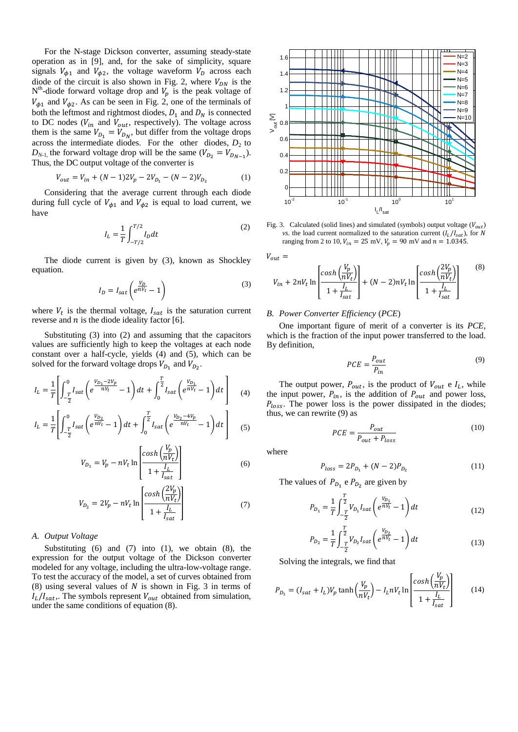For the N-stage Dickson converter, assuming steady-state operation as in [9], and, for the sake of simplicity, square signals $V_{\phi 1}$ and $V_{\phi 2}$, the voltage waveform $V_D$ across each diode of the circuit is also shown in Fig. 2, where $V_{DN}$ is the N[th]-diode forward voltage drop and $V_p$ is the peak voltage of $V_{\phi 1}$ and $V_{\phi 2}$. As can be seen in Fig. 2, one of the terminals of both the leftmost and rightmost diodes, $D_1$ and $D_N$ is connected to DC nodes ($V_{in}$ and $V_{out}$, respectively). The voltage across them is the same $V_{D_1} = V_{D_N}$, but differ from the voltage drops across the intermediate diodes. For the other diodes, $D_2$ to $D_{N-1}$, the forward voltage drop will be the same ($V_{D_2} = V_{D_{N-1}}$). Thus, the DC output voltage of the converter is

$$V_{out} = V_{in} + (N-1)2V_p - 2V_{D_1} - (N-2)V_{D_2} \tag{1}$$

Considering that the average current through each diode during full cycle of $V_{\phi 1}$ and $V_{\phi 2}$ is equal to load current, we have

$$I_L = \frac{1}{T}\int_{-T/2}^{T/2} I_D dt \tag{2}$$

The diode current is given by (3), known as Shockley equation.

$$I_D = I_{sat}\left(e^{\frac{V_D}{nV_t}} - 1\right) \tag{3}$$

where $V_t$ is the thermal voltage, $I_{sat}$ is the saturation current reverse and $n$ is the diode ideality factor [6].

Substituting (3) into (2) and assuming that the capacitors values are sufficiently high to keep the voltages at each node constant over a half-cycle, yields (4) and (5), which can be solved for the forward voltage drops $V_{D_1}$ and $V_{D_2}$.

$$I_L = \frac{1}{T}\left[\int_{-\frac{T}{2}}^{0} I_{sat}\left(e^{\frac{V_{D_1}-2V_p}{nV_t}} - 1\right)dt + \int_{0}^{\frac{T}{2}} I_{sat}\left(e^{\frac{V_{D_1}}{nV_t}} - 1\right)dt\right] \tag{4}$$

$$I_L = \frac{1}{T}\left[\int_{-\frac{T}{2}}^{0} I_{sat}\left(e^{\frac{V_{D_2}}{nV_t}} - 1\right)dt + \int_{0}^{\frac{T}{2}} I_{sat}\left(e^{\frac{V_{D_2}-4V_p}{nV_t}} - 1\right)dt\right] \tag{5}$$

$$V_{D_1} = V_p - nV_t \ln\left[\frac{\cosh\left(\frac{V_p}{nV_t}\right)}{1 + \frac{I_L}{I_{sat}}}\right] \tag{6}$$

$$V_{D_2} = 2V_p - nV_t \ln\left[\frac{\cosh\left(\frac{2V_p}{nV_t}\right)}{1 + \frac{I_L}{I_{sat}}}\right] \tag{7}$$

### A. Output Voltage

Substituting (6) and (7) into (1), we obtain (8), the expression for the output voltage of the Dickson converter modeled for any voltage, including the ultra-low-voltage range. To test the accuracy of the model, a set of curves obtained from (8) using several values of $N$ is shown in Fig. 3 in terms of $I_L/I_{sat}$,. The symbols represent $V_{out}$ obtained from simulation, under the same conditions of equation (8).

Fig. 3. Calculated (solid lines) and simulated (symbols) output voltage ($V_{out}$) *vs.* the load current normalized to the saturation current ($I_L/I_{sat}$), for $N$ ranging from 2 to 10, $V_{in}$ = 25 mV, $V_p$ = 90 mV and $n$ = 1.0345.

$$V_{out} = V_{in} + 2nV_t \ln\left[\frac{\cosh\left(\frac{V_p}{nV_t}\right)}{1 + \frac{I_L}{I_{sat}}}\right] + (N-2)nV_t \ln\left[\frac{\cosh\left(\frac{2V_p}{nV_t}\right)}{1 + \frac{I_L}{I_{sat}}}\right] \tag{8}$$

### B. Power Converter Efficiency (*PCE*)

One important figure of merit of a converter is its *PCE*, which is the fraction of the input power transferred to the load. By definition,

$$PCE = \frac{P_{out}}{P_{in}} \tag{9}$$

The output power, $P_{out}$, is the product of $V_{out}$ e $I_L$, while the input power, $P_{in}$, is the addition of $P_{out}$ and power loss, $P_{loss}$. The power loss is the power dissipated in the diodes; thus, we can rewrite (9) as

$$PCE = \frac{P_{out}}{P_{out} + P_{loss}} \tag{10}$$

where

$$P_{loss} = 2P_{D_1} + (N-2)P_{D_2} \tag{11}$$

The values of $P_{D_1}$ e $P_{D_2}$ are given by

$$P_{D_1} = \frac{1}{T}\int_{-\frac{T}{2}}^{\frac{T}{2}} V_{D_1} I_{sat}\left(e^{\frac{V_{D_1}}{nV_t}} - 1\right)dt \tag{12}$$

$$P_{D_2} = \frac{1}{T}\int_{-\frac{T}{2}}^{\frac{T}{2}} V_{D_2} I_{sat}\left(e^{\frac{V_{D_2}}{nV_t}} - 1\right)dt \tag{13}$$

Solving the integrals, we find that

$$P_{D_1} = (I_{sat} + I_L)V_p \tanh\left(\frac{V_p}{nV_t}\right) - I_L nV_t \ln\left[\frac{\cosh\left(\frac{V_p}{nV_t}\right)}{1 + \frac{I_L}{I_{sat}}}\right] \tag{14}$$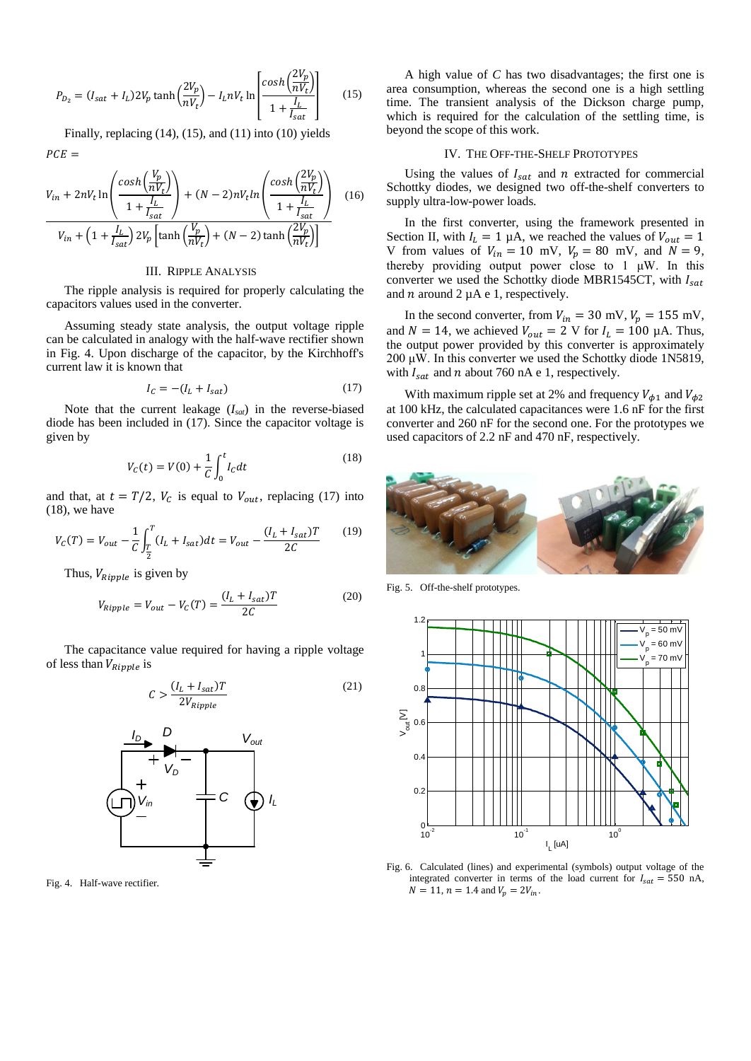$$P_{D_2} = (I_{sat} + I_L)2V_p \tanh\left(\frac{2V_p}{nV_t}\right) - I_L nV_t \ln\left[\frac{\cosh\left(\frac{2V_p}{nV_t}\right)}{1+\frac{I_L}{I_{sat}}}\right] \quad (15)$$

Finally, replacing (14), (15), and (11) into (10) yields

$$PCE = \frac{V_{in} + 2nV_t \ln\left(\frac{\cosh\left(\frac{V_p}{nV_t}\right)}{1+\frac{I_L}{I_{sat}}}\right) + (N-2)nV_t \ln\left(\frac{\cosh\left(\frac{2V_p}{nV_t}\right)}{1+\frac{I_L}{I_{sat}}}\right)}{V_{in} + \left(1+\frac{I_L}{I_{sat}}\right)2V_p\left[\tanh\left(\frac{V_p}{nV_t}\right) + (N-2)\tanh\left(\frac{2V_p}{nV_t}\right)\right]} \quad (16)$$

## III. Ripple Analysis

The ripple analysis is required for properly calculating the capacitors values used in the converter.

Assuming steady state analysis, the output voltage ripple can be calculated in analogy with the half-wave rectifier shown in Fig. 4. Upon discharge of the capacitor, by the Kirchhoff's current law it is known that

$$I_C = -(I_L + I_{sat}) \quad (17)$$

Note that the current leakage ($I_{sat}$) in the reverse-biased diode has been included in (17). Since the capacitor voltage is given by

$$V_C(t) = V(0) + \frac{1}{C}\int_0^t I_C dt \quad (18)$$

and that, at $t = T/2$, $V_C$ is equal to $V_{out}$, replacing (17) into (18), we have

$$V_C(T) = V_{out} - \frac{1}{C}\int_{\frac{T}{2}}^{T}(I_L + I_{sat})dt = V_{out} - \frac{(I_L + I_{sat})T}{2C} \quad (19)$$

Thus, $V_{Ripple}$ is given by

$$V_{Ripple} = V_{out} - V_C(T) = \frac{(I_L + I_{sat})T}{2C} \quad (20)$$

The capacitance value required for having a ripple voltage of less than $V_{Ripple}$ is

$$C > \frac{(I_L + I_{sat})T}{2V_{Ripple}} \quad (21)$$

Fig. 4. Half-wave rectifier.

A high value of $C$ has two disadvantages; the first one is area consumption, whereas the second one is a high settling time. The transient analysis of the Dickson charge pump, which is required for the calculation of the settling time, is beyond the scope of this work.

## IV. The Off-the-Shelf Prototypes

Using the values of $I_{sat}$ and $n$ extracted for commercial Schottky diodes, we designed two off-the-shelf converters to supply ultra-low-power loads.

In the first converter, using the framework presented in Section II, with $I_L = 1$ µA, we reached the values of $V_{out} = 1$ V from values of $V_{in} = 10$ mV, $V_p = 80$ mV, and $N = 9$, thereby providing output power close to 1 µW. In this converter we used the Schottky diode MBR1545CT, with $I_{sat}$ and $n$ around 2 µA e 1, respectively.

In the second converter, from $V_{in} = 30$ mV, $V_p = 155$ mV, and $N = 14$, we achieved $V_{out} = 2$ V for $I_L = 100$ µA. Thus, the output power provided by this converter is approximately 200 µW. In this converter we used the Schottky diode 1N5819, with $I_{sat}$ and $n$ about 760 nA e 1, respectively.

With maximum ripple set at 2% and frequency $V_{\phi 1}$ and $V_{\phi 2}$ at 100 kHz, the calculated capacitances were 1.6 nF for the first converter and 260 nF for the second one. For the prototypes we used capacitors of 2.2 nF and 470 nF, respectively.

Fig. 5. Off-the-shelf prototypes.

Fig. 6. Calculated (lines) and experimental (symbols) output voltage of the integrated converter in terms of the load current for $I_{sat} = 550$ nA, $N = 11$, $n = 1.4$ and $V_p = 2V_{in}$.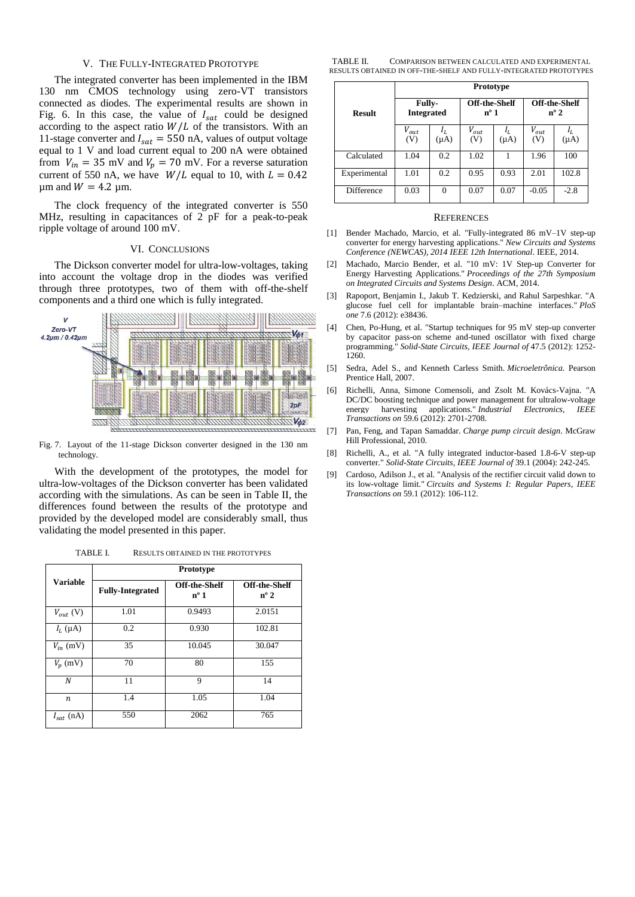## V. The Fully-Integrated Prototype

The integrated converter has been implemented in the IBM 130 nm CMOS technology using zero-VT transistors connected as diodes. The experimental results are shown in Fig. 6. In this case, the value of $I_{sat}$ could be designed according to the aspect ratio $W/L$ of the transistors. With an 11-stage converter and $I_{sat} = 550$ nA, values of output voltage equal to 1 V and load current equal to 200 nA were obtained from $V_{in} = 35$ mV and $V_p = 70$ mV. For a reverse saturation current of 550 nA, we have $W/L$ equal to 10, with $L = 0.42$ µm and $W = 4.2$ µm.

The clock frequency of the integrated converter is 550 MHz, resulting in capacitances of 2 pF for a peak-to-peak ripple voltage of around 100 mV.

## VI. Conclusions

The Dickson converter model for ultra-low-voltages, taking into account the voltage drop in the diodes was verified through three prototypes, two of them with off-the-shelf components and a third one which is fully integrated.

V
Zero-VT
4.2µm / 0.42µm
$V_{\phi 1}$
2pF
$V_{\phi 2}$

Fig. 7. Layout of the 11-stage Dickson converter designed in the 130 nm technology.

With the development of the prototypes, the model for ultra-low-voltages of the Dickson converter has been validated according with the simulations. As can be seen in Table II, the differences found between the results of the prototype and provided by the developed model are considerably small, thus validating the model presented in this paper.

TABLE I. Results obtained in the prototypes

| Variable | Prototype | | |
|---|---|---|---|
| | **Fully-Integrated** | **Off-the-Shelf nº 1** | **Off-the-Shelf nº 2** |
| $V_{out}$ (V) | 1.01 | 0.9493 | 2.0151 |
| $I_L$ (µA) | 0.2 | 0.930 | 102.81 |
| $V_{in}$ (mV) | 35 | 10.045 | 30.047 |
| $V_p$ (mV) | 70 | 80 | 155 |
| $N$ | 11 | 9 | 14 |
| $n$ | 1.4 | 1.05 | 1.04 |
| $I_{sat}$ (nA) | 550 | 2062 | 765 |

TABLE II. Comparison between calculated and experimental results obtained in off-the-shelf and fully-integrated prototypes

| Result | Prototype | | | | | |
|---|---|---|---|---|---|---|
| | **Fully-Integrated** | | **Off-the-Shelf nº 1** | | **Off-the-Shelf nº 2** | |
| | $V_{out}$ (V) | $I_L$ (µA) | $V_{out}$ (V) | $I_L$ (µA) | $V_{out}$ (V) | $I_L$ (µA) |
| Calculated | 1.04 | 0.2 | 1.02 | 1 | 1.96 | 100 |
| Experimental | 1.01 | 0.2 | 0.95 | 0.93 | 2.01 | 102.8 |
| Difference | 0.03 | 0 | 0.07 | 0.07 | -0.05 | -2.8 |

## References

[1] Bender Machado, Marcio, et al. "Fully-integrated 86 mV–1V step-up converter for energy harvesting applications." *New Circuits and Systems Conference (NEWCAS), 2014 IEEE 12th International*. IEEE, 2014.

[2] Machado, Marcio Bender, et al. "10 mV: 1V Step-up Converter for Energy Harvesting Applications." *Proceedings of the 27th Symposium on Integrated Circuits and Systems Design*. ACM, 2014.

[3] Rapoport, Benjamin I., Jakub T. Kedzierski, and Rahul Sarpeshkar. "A glucose fuel cell for implantable brain–machine interfaces." *PloS one* 7.6 (2012): e38436.

[4] Chen, Po-Hung, et al. "Startup techniques for 95 mV step-up converter by capacitor pass-on scheme and-tuned oscillator with fixed charge programming." *Solid-State Circuits, IEEE Journal of* 47.5 (2012): 1252-1260.

[5] Sedra, Adel S., and Kenneth Carless Smith. *Microeletrônica*. Pearson Prentice Hall, 2007.

[6] Richelli, Anna, Simone Comensoli, and Zsolt M. Kovács-Vajna. "A DC/DC boosting technique and power management for ultralow-voltage energy harvesting applications." *Industrial Electronics, IEEE Transactions on* 59.6 (2012): 2701-2708.

[7] Pan, Feng, and Tapan Samaddar. *Charge pump circuit design*. McGraw Hill Professional, 2010.

[8] Richelli, A., et al. "A fully integrated inductor-based 1.8-6-V step-up converter." *Solid-State Circuits, IEEE Journal of* 39.1 (2004): 242-245.

[9] Cardoso, Adilson J., et al. "Analysis of the rectifier circuit valid down to its low-voltage limit." *Circuits and Systems I: Regular Papers, IEEE Transactions on* 59.1 (2012): 106-112.